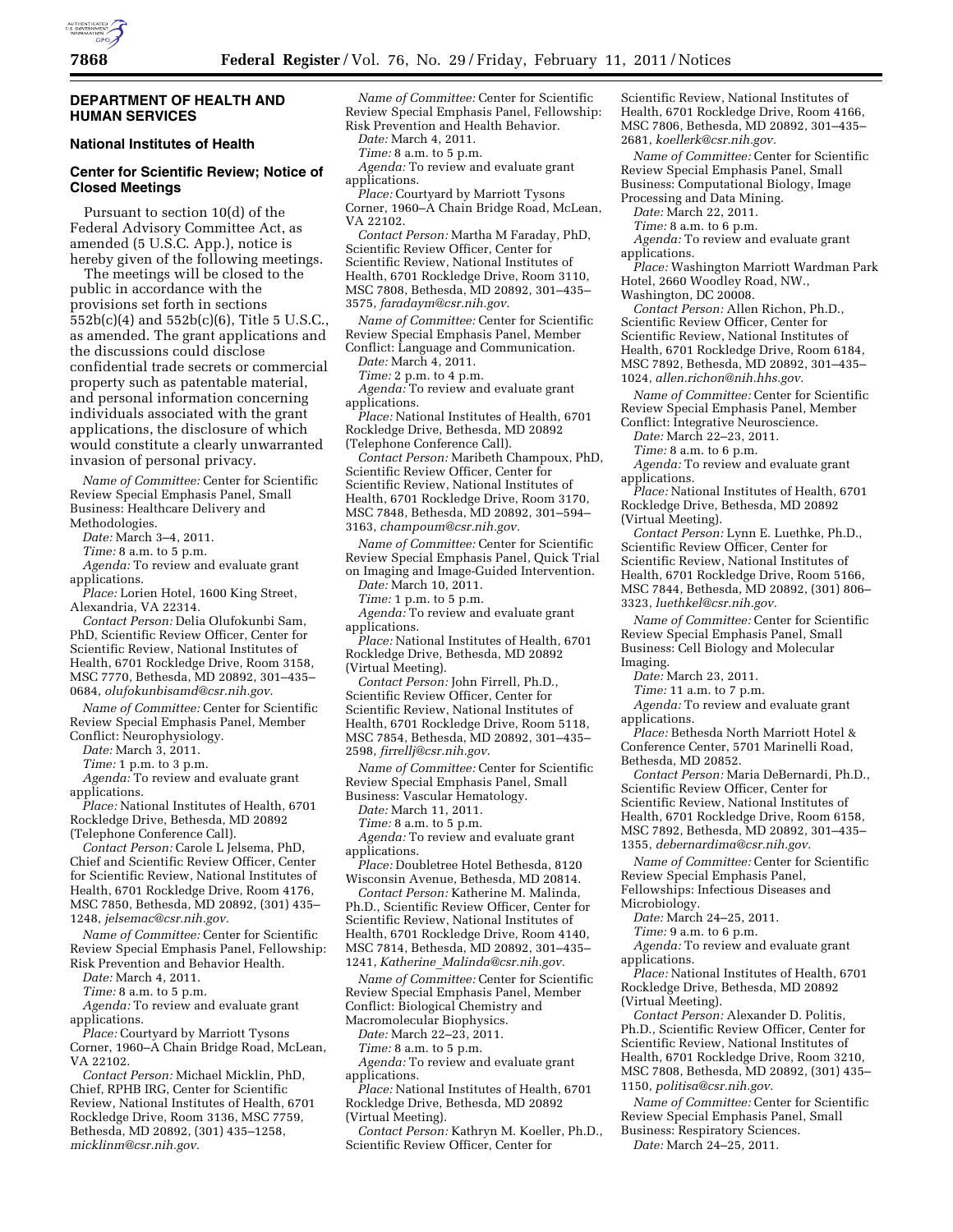## DEPARTMENT OF HEALTH AND HUMAN SERVICES

### National Institutes of Health

### Center for Scientific Review; Notice of Closed Meetings

Pursuant to section 10(d) of the Federal Advisory Committee Act, as amended (5 U.S.C. App.), notice is hereby given of the following meetings.

The meetings will be closed to the public in accordance with the provisions set forth in sections 552b(c)(4) and 552b(c)(6), Title 5 U.S.C., as amended. The grant applications and the discussions could disclose confidential trade secrets or commercial property such as patentable material, and personal information concerning individuals associated with the grant applications, the disclosure of which would constitute a clearly unwarranted invasion of personal privacy.

*Name of Committee:* Center for Scientific Review Special Emphasis Panel, Small Business: Healthcare Delivery and Methodologies.

*Date:* March 3–4, 2011.

*Time:* 8 a.m. to 5 p.m.

*Agenda:* To review and evaluate grant applications.

*Place:* Lorien Hotel, 1600 King Street, Alexandria, VA 22314.

*Contact Person:* Delia Olufokunbi Sam, PhD, Scientific Review Officer, Center for Scientific Review, National Institutes of Health, 6701 Rockledge Drive, Room 3158, MSC 7770, Bethesda, MD 20892, 301–435–0684, *olufokunbisamd@csr.nih.gov.*

*Name of Committee:* Center for Scientific Review Special Emphasis Panel, Member Conflict: Neurophysiology.

*Date:* March 3, 2011.

*Time:* 1 p.m. to 3 p.m.

*Agenda:* To review and evaluate grant applications.

*Place:* National Institutes of Health, 6701 Rockledge Drive, Bethesda, MD 20892 (Telephone Conference Call).

*Contact Person:* Carole L Jelsema, PhD, Chief and Scientific Review Officer, Center for Scientific Review, National Institutes of Health, 6701 Rockledge Drive, Room 4176, MSC 7850, Bethesda, MD 20892, (301) 435–1248, *jelsemac@csr.nih.gov.*

*Name of Committee:* Center for Scientific Review Special Emphasis Panel, Fellowship: Risk Prevention and Behavior Health.

*Date:* March 4, 2011.

*Time:* 8 a.m. to 5 p.m.

*Agenda:* To review and evaluate grant applications.

*Place:* Courtyard by Marriott Tysons Corner, 1960–A Chain Bridge Road, McLean, VA 22102.

*Contact Person:* Michael Micklin, PhD, Chief, RPHB IRG, Center for Scientific Review, National Institutes of Health, 6701 Rockledge Drive, Room 3136, MSC 7759, Bethesda, MD 20892, (301) 435–1258, *micklinm@csr.nih.gov.*

*Name of Committee:* Center for Scientific Review Special Emphasis Panel, Fellowship: Risk Prevention and Health Behavior.

*Date:* March 4, 2011.

*Time:* 8 a.m. to 5 p.m.

*Agenda:* To review and evaluate grant applications.

*Place:* Courtyard by Marriott Tysons Corner, 1960–A Chain Bridge Road, McLean, VA 22102.

*Contact Person:* Martha M Faraday, PhD, Scientific Review Officer, Center for Scientific Review, National Institutes of Health, 6701 Rockledge Drive, Room 3110, MSC 7808, Bethesda, MD 20892, 301–435–3575, *faradaym@csr.nih.gov.*

*Name of Committee:* Center for Scientific Review Special Emphasis Panel, Member Conflict: Language and Communication.

*Date:* March 4, 2011.

*Time:* 2 p.m. to 4 p.m.

*Agenda:* To review and evaluate grant applications.

*Place:* National Institutes of Health, 6701 Rockledge Drive, Bethesda, MD 20892 (Telephone Conference Call).

*Contact Person:* Maribeth Champoux, PhD, Scientific Review Officer, Center for Scientific Review, National Institutes of Health, 6701 Rockledge Drive, Room 3170, MSC 7848, Bethesda, MD 20892, 301–594–3163, *champoum@csr.nih.gov.*

*Name of Committee:* Center for Scientific Review Special Emphasis Panel, Quick Trial on Imaging and Image-Guided Intervention.

*Date:* March 10, 2011.

*Time:* 1 p.m. to 5 p.m.

*Agenda:* To review and evaluate grant applications.

*Place:* National Institutes of Health, 6701 Rockledge Drive, Bethesda, MD 20892 (Virtual Meeting).

*Contact Person:* John Firrell, Ph.D., Scientific Review Officer, Center for Scientific Review, National Institutes of Health, 6701 Rockledge Drive, Room 5118, MSC 7854, Bethesda, MD 20892, 301–435–2598, *firrellj@csr.nih.gov.*

*Name of Committee:* Center for Scientific Review Special Emphasis Panel, Small Business: Vascular Hematology.

*Date:* March 11, 2011.

*Time:* 8 a.m. to 5 p.m.

*Agenda:* To review and evaluate grant applications.

*Place:* Doubletree Hotel Bethesda, 8120 Wisconsin Avenue, Bethesda, MD 20814.

*Contact Person:* Katherine M. Malinda, Ph.D., Scientific Review Officer, Center for Scientific Review, National Institutes of Health, 6701 Rockledge Drive, Room 4140, MSC 7814, Bethesda, MD 20892, 301–435–1241, *Katherine_Malinda@csr.nih.gov.*

*Name of Committee:* Center for Scientific Review Special Emphasis Panel, Member Conflict: Biological Chemistry and Macromolecular Biophysics.

*Date:* March 22–23, 2011.

*Time:* 8 a.m. to 5 p.m.

*Agenda:* To review and evaluate grant applications.

*Place:* National Institutes of Health, 6701 Rockledge Drive, Bethesda, MD 20892 (Virtual Meeting).

*Contact Person:* Kathryn M. Koeller, Ph.D., Scientific Review Officer, Center for Scientific Review, National Institutes of Health, 6701 Rockledge Drive, Room 4166, MSC 7806, Bethesda, MD 20892, 301–435–2681, *koellerk@csr.nih.gov.*

*Name of Committee:* Center for Scientific Review Special Emphasis Panel, Small Business: Computational Biology, Image Processing and Data Mining.

*Date:* March 22, 2011.

*Time:* 8 a.m. to 6 p.m.

*Agenda:* To review and evaluate grant applications.

*Place:* Washington Marriott Wardman Park Hotel, 2660 Woodley Road, NW., Washington, DC 20008.

*Contact Person:* Allen Richon, Ph.D., Scientific Review Officer, Center for Scientific Review, National Institutes of Health, 6701 Rockledge Drive, Room 6184, MSC 7892, Bethesda, MD 20892, 301–435–1024, *allen.richon@nih.hhs.gov.*

*Name of Committee:* Center for Scientific Review Special Emphasis Panel, Member Conflict: Integrative Neuroscience.

*Date:* March 22–23, 2011.

*Time:* 8 a.m. to 6 p.m.

*Agenda:* To review and evaluate grant applications.

*Place:* National Institutes of Health, 6701 Rockledge Drive, Bethesda, MD 20892 (Virtual Meeting).

*Contact Person:* Lynn E. Luethke, Ph.D., Scientific Review Officer, Center for Scientific Review, National Institutes of Health, 6701 Rockledge Drive, Room 5166, MSC 7844, Bethesda, MD 20892, (301) 806–3323, *luethkel@csr.nih.gov.*

*Name of Committee:* Center for Scientific Review Special Emphasis Panel, Small Business: Cell Biology and Molecular Imaging.

*Date:* March 23, 2011.

*Time:* 11 a.m. to 7 p.m.

*Agenda:* To review and evaluate grant applications.

*Place:* Bethesda North Marriott Hotel & Conference Center, 5701 Marinelli Road, Bethesda, MD 20852.

*Contact Person:* Maria DeBernardi, Ph.D., Scientific Review Officer, Center for Scientific Review, National Institutes of Health, 6701 Rockledge Drive, Room 6158, MSC 7892, Bethesda, MD 20892, 301–435–1355, *debernardima@csr.nih.gov.*

*Name of Committee:* Center for Scientific Review Special Emphasis Panel, Fellowships: Infectious Diseases and Microbiology.

*Date:* March 24–25, 2011.

*Time:* 9 a.m. to 6 p.m.

*Agenda:* To review and evaluate grant applications.

*Place:* National Institutes of Health, 6701 Rockledge Drive, Bethesda, MD 20892 (Virtual Meeting).

*Contact Person:* Alexander D. Politis, Ph.D., Scientific Review Officer, Center for Scientific Review, National Institutes of Health, 6701 Rockledge Drive, Room 3210, MSC 7808, Bethesda, MD 20892, (301) 435–1150, *politisa@csr.nih.gov.*

*Name of Committee:* Center for Scientific Review Special Emphasis Panel, Small Business: Respiratory Sciences.

*Date:* March 24–25, 2011.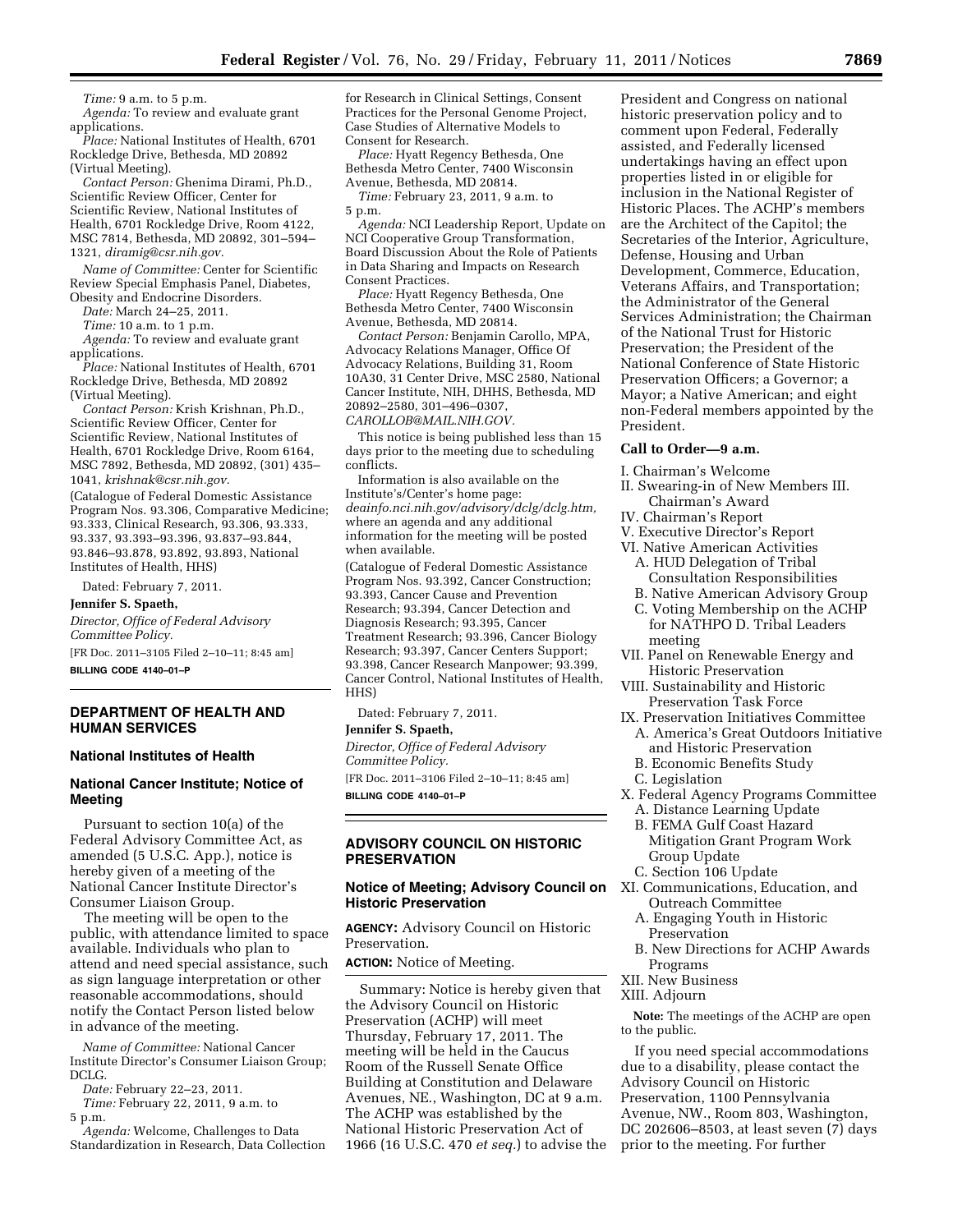*Time:* 9 a.m. to 5 p.m.

*Agenda:* To review and evaluate grant applications.

*Place:* National Institutes of Health, 6701 Rockledge Drive, Bethesda, MD 20892 (Virtual Meeting).

*Contact Person:* Ghenima Dirami, Ph.D., Scientific Review Officer, Center for Scientific Review, National Institutes of Health, 6701 Rockledge Drive, Room 4122, MSC 7814, Bethesda, MD 20892, 301–594–1321, *diramig@csr.nih.gov.*

*Name of Committee:* Center for Scientific Review Special Emphasis Panel, Diabetes, Obesity and Endocrine Disorders.

*Date:* March 24–25, 2011.

*Time:* 10 a.m. to 1 p.m.

*Agenda:* To review and evaluate grant applications.

*Place:* National Institutes of Health, 6701 Rockledge Drive, Bethesda, MD 20892 (Virtual Meeting).

*Contact Person:* Krish Krishnan, Ph.D., Scientific Review Officer, Center for Scientific Review, National Institutes of Health, 6701 Rockledge Drive, Room 6164, MSC 7892, Bethesda, MD 20892, (301) 435–1041, *krishnak@csr.nih.gov.*

(Catalogue of Federal Domestic Assistance Program Nos. 93.306, Comparative Medicine; 93.333, Clinical Research, 93.306, 93.333, 93.337, 93.393–93.396, 93.837–93.844, 93.846–93.878, 93.892, 93.893, National Institutes of Health, HHS)

Dated: February 7, 2011.

**Jennifer S. Spaeth,**

*Director, Office of Federal Advisory Committee Policy.*

[FR Doc. 2011–3105 Filed 2–10–11; 8:45 am]

**BILLING CODE 4140–01–P**

## DEPARTMENT OF HEALTH AND HUMAN SERVICES

### National Institutes of Health

### National Cancer Institute; Notice of Meeting

Pursuant to section 10(a) of the Federal Advisory Committee Act, as amended (5 U.S.C. App.), notice is hereby given of a meeting of the National Cancer Institute Director's Consumer Liaison Group.

The meeting will be open to the public, with attendance limited to space available. Individuals who plan to attend and need special assistance, such as sign language interpretation or other reasonable accommodations, should notify the Contact Person listed below in advance of the meeting.

*Name of Committee:* National Cancer Institute Director's Consumer Liaison Group; DCLG.

*Date:* February 22–23, 2011.

*Time:* February 22, 2011, 9 a.m. to 5 p.m.

*Agenda:* Welcome, Challenges to Data Standardization in Research, Data Collection for Research in Clinical Settings, Consent Practices for the Personal Genome Project, Case Studies of Alternative Models to Consent for Research.

*Place:* Hyatt Regency Bethesda, One Bethesda Metro Center, 7400 Wisconsin Avenue, Bethesda, MD 20814.

*Time:* February 23, 2011, 9 a.m. to 5 p.m.

*Agenda:* NCI Leadership Report, Update on NCI Cooperative Group Transformation, Board Discussion About the Role of Patients in Data Sharing and Impacts on Research Consent Practices.

*Place:* Hyatt Regency Bethesda, One Bethesda Metro Center, 7400 Wisconsin Avenue, Bethesda, MD 20814.

*Contact Person:* Benjamin Carollo, MPA, Advocacy Relations Manager, Office Of Advocacy Relations, Building 31, Room 10A30, 31 Center Drive, MSC 2580, National Cancer Institute, NIH, DHHS, Bethesda, MD 20892–2580, 301–496–0307, *CAROLLOB@MAIL.NIH.GOV.*

This notice is being published less than 15 days prior to the meeting due to scheduling conflicts.

Information is also available on the Institute's/Center's home page: *deainfo.nci.nih.gov/advisory/dclg/dclg.htm,* where an agenda and any additional information for the meeting will be posted when available.

(Catalogue of Federal Domestic Assistance Program Nos. 93.392, Cancer Construction; 93.393, Cancer Cause and Prevention Research; 93.394, Cancer Detection and Diagnosis Research; 93.395, Cancer Treatment Research; 93.396, Cancer Biology Research; 93.397, Cancer Centers Support; 93.398, Cancer Research Manpower; 93.399, Cancer Control, National Institutes of Health, HHS)

Dated: February 7, 2011.

**Jennifer S. Spaeth,**

*Director, Office of Federal Advisory Committee Policy.*

[FR Doc. 2011–3106 Filed 2–10–11; 8:45 am]

**BILLING CODE 4140–01–P**

## ADVISORY COUNCIL ON HISTORIC PRESERVATION

### Notice of Meeting; Advisory Council on Historic Preservation

**AGENCY:** Advisory Council on Historic Preservation.

**ACTION:** Notice of Meeting.

Summary: Notice is hereby given that the Advisory Council on Historic Preservation (ACHP) will meet Thursday, February 17, 2011. The meeting will be held in the Caucus Room of the Russell Senate Office Building at Constitution and Delaware Avenues, NE., Washington, DC at 9 a.m. The ACHP was established by the National Historic Preservation Act of 1966 (16 U.S.C. 470 *et seq.*) to advise the President and Congress on national historic preservation policy and to comment upon Federal, Federally assisted, and Federally licensed undertakings having an effect upon properties listed in or eligible for inclusion in the National Register of Historic Places. The ACHP's members are the Architect of the Capitol; the Secretaries of the Interior, Agriculture, Defense, Housing and Urban Development, Commerce, Education, Veterans Affairs, and Transportation; the Administrator of the General Services Administration; the Chairman of the National Trust for Historic Preservation; the President of the National Conference of State Historic Preservation Officers; a Governor; a Mayor; a Native American; and eight non-Federal members appointed by the President.

**Call to Order—9 a.m.**

I. Chairman's Welcome
II. Swearing-in of New Members III. Chairman's Award
IV. Chairman's Report
V. Executive Director's Report
VI. Native American Activities
  A. HUD Delegation of Tribal Consultation Responsibilities
  B. Native American Advisory Group
  C. Voting Membership on the ACHP for NATHPO D. Tribal Leaders meeting
VII. Panel on Renewable Energy and Historic Preservation
VIII. Sustainability and Historic Preservation Task Force
IX. Preservation Initiatives Committee
  A. America's Great Outdoors Initiative and Historic Preservation
  B. Economic Benefits Study
  C. Legislation
X. Federal Agency Programs Committee
  A. Distance Learning Update
  B. FEMA Gulf Coast Hazard Mitigation Grant Program Work Group Update
  C. Section 106 Update
XI. Communications, Education, and Outreach Committee
  A. Engaging Youth in Historic Preservation
  B. New Directions for ACHP Awards Programs
XII. New Business
XIII. Adjourn

**Note:** The meetings of the ACHP are open to the public.

If you need special accommodations due to a disability, please contact the Advisory Council on Historic Preservation, 1100 Pennsylvania Avenue, NW., Room 803, Washington, DC 202606–8503, at least seven (7) days prior to the meeting. For further